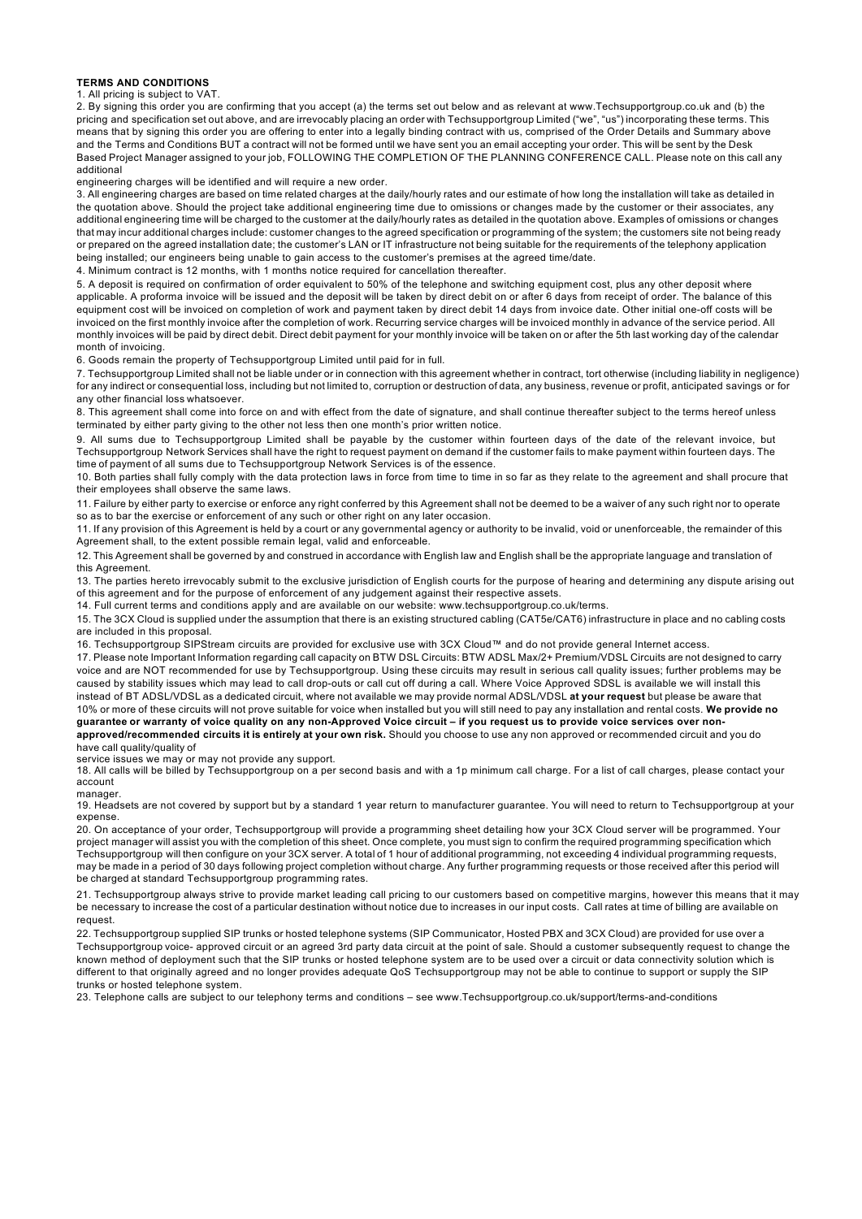**TERMS AND CONDITIONS**

1. All pricing is subject to VAT.
2. By signing this order you are confirming that you accept (a) the terms set out below and as relevant at www.Techsupportgroup.co.uk and (b) the pricing and specification set out above, and are irrevocably placing an order with Techsupportgroup Limited ("we", "us") incorporating these terms. This means that by signing this order you are offering to enter into a legally binding contract with us, comprised of the Order Details and Summary above and the Terms and Conditions BUT a contract will not be formed until we have sent you an email accepting your order. This will be sent by the Desk Based Project Manager assigned to your job, FOLLOWING THE COMPLETION OF THE PLANNING CONFERENCE CALL. Please note on this call any additional engineering charges will be identified and will require a new order.
3. All engineering charges are based on time related charges at the daily/hourly rates and our estimate of how long the installation will take as detailed in the quotation above. Should the project take additional engineering time due to omissions or changes made by the customer or their associates, any additional engineering time will be charged to the customer at the daily/hourly rates as detailed in the quotation above. Examples of omissions or changes that may incur additional charges include: customer changes to the agreed specification or programming of the system; the customers site not being ready or prepared on the agreed installation date; the customer's LAN or IT infrastructure not being suitable for the requirements of the telephony application being installed; our engineers being unable to gain access to the customer's premises at the agreed time/date.
4. Minimum contract is 12 months, with 1 months notice required for cancellation thereafter.
5. A deposit is required on confirmation of order equivalent to 50% of the telephone and switching equipment cost, plus any other deposit where applicable. A proforma invoice will be issued and the deposit will be taken by direct debit on or after 6 days from receipt of order. The balance of this equipment cost will be invoiced on completion of work and payment taken by direct debit 14 days from invoice date. Other initial one-off costs will be invoiced on the first monthly invoice after the completion of work. Recurring service charges will be invoiced monthly in advance of the service period. All monthly invoices will be paid by direct debit. Direct debit payment for your monthly invoice will be taken on or after the 5th last working day of the calendar month of invoicing.
6. Goods remain the property of Techsupportgroup Limited until paid for in full.
7. Techsupportgroup Limited shall not be liable under or in connection with this agreement whether in contract, tort otherwise (including liability in negligence) for any indirect or consequential loss, including but not limited to, corruption or destruction of data, any business, revenue or profit, anticipated savings or for any other financial loss whatsoever.
8. This agreement shall come into force on and with effect from the date of signature, and shall continue thereafter subject to the terms hereof unless terminated by either party giving to the other not less then one month's prior written notice.
9. All sums due to Techsupportgroup Limited shall be payable by the customer within fourteen days of the date of the relevant invoice, but Techsupportgroup Network Services shall have the right to request payment on demand if the customer fails to make payment within fourteen days. The time of payment of all sums due to Techsupportgroup Network Services is of the essence.
10. Both parties shall fully comply with the data protection laws in force from time to time in so far as they relate to the agreement and shall procure that their employees shall observe the same laws.
11. Failure by either party to exercise or enforce any right conferred by this Agreement shall not be deemed to be a waiver of any such right nor to operate so as to bar the exercise or enforcement of any such or other right on any later occasion.
11. If any provision of this Agreement is held by a court or any governmental agency or authority to be invalid, void or unenforceable, the remainder of this Agreement shall, to the extent possible remain legal, valid and enforceable.
12. This Agreement shall be governed by and construed in accordance with English law and English shall be the appropriate language and translation of this Agreement.
13. The parties hereto irrevocably submit to the exclusive jurisdiction of English courts for the purpose of hearing and determining any dispute arising out of this agreement and for the purpose of enforcement of any judgement against their respective assets.
14. Full current terms and conditions apply and are available on our website: www.techsupportgroup.co.uk/terms.
15. The 3CX Cloud is supplied under the assumption that there is an existing structured cabling (CAT5e/CAT6) infrastructure in place and no cabling costs are included in this proposal.
16. Techsupportgroup SIPStream circuits are provided for exclusive use with 3CX Cloud™ and do not provide general Internet access.
17. Please note Important Information regarding call capacity on BTW DSL Circuits: BTW ADSL Max/2+ Premium/VDSL Circuits are not designed to carry voice and are NOT recommended for use by Techsupportgroup. Using these circuits may result in serious call quality issues; further problems may be caused by stability issues which may lead to call drop-outs or call cut off during a call. Where Voice Approved SDSL is available we will install this instead of BT ADSL/VDSL as a dedicated circuit, where not available we may provide normal ADSL/VDSL **at your request** but please be aware that 10% or more of these circuits will not prove suitable for voice when installed but you will still need to pay any installation and rental costs. **We provide no guarantee or warranty of voice quality on any non-Approved Voice circuit – if you request us to provide voice services over non-approved/recommended circuits it is entirely at your own risk.** Should you choose to use any non approved or recommended circuit and you do have call quality/quality of service issues we may or may not provide any support.
18. All calls will be billed by Techsupportgroup on a per second basis and with a 1p minimum call charge. For a list of call charges, please contact your account manager.
19. Headsets are not covered by support but by a standard 1 year return to manufacturer guarantee. You will need to return to Techsupportgroup at your expense.
20. On acceptance of your order, Techsupportgroup will provide a programming sheet detailing how your 3CX Cloud server will be programmed. Your project manager will assist you with the completion of this sheet. Once complete, you must sign to confirm the required programming specification which Techsupportgroup will then configure on your 3CX server. A total of 1 hour of additional programming, not exceeding 4 individual programming requests, may be made in a period of 30 days following project completion without charge. Any further programming requests or those received after this period will be charged at standard Techsupportgroup programming rates.
21. Techsupportgroup always strive to provide market leading call pricing to our customers based on competitive margins, however this means that it may be necessary to increase the cost of a particular destination without notice due to increases in our input costs. Call rates at time of billing are available on request.
22. Techsupportgroup supplied SIP trunks or hosted telephone systems (SIP Communicator, Hosted PBX and 3CX Cloud) are provided for use over a Techsupportgroup voice- approved circuit or an agreed 3rd party data circuit at the point of sale. Should a customer subsequently request to change the known method of deployment such that the SIP trunks or hosted telephone system are to be used over a circuit or data connectivity solution which is different to that originally agreed and no longer provides adequate QoS Techsupportgroup may not be able to continue to support or supply the SIP trunks or hosted telephone system.
23. Telephone calls are subject to our telephony terms and conditions – see www.Techsupportgroup.co.uk/support/terms-and-conditions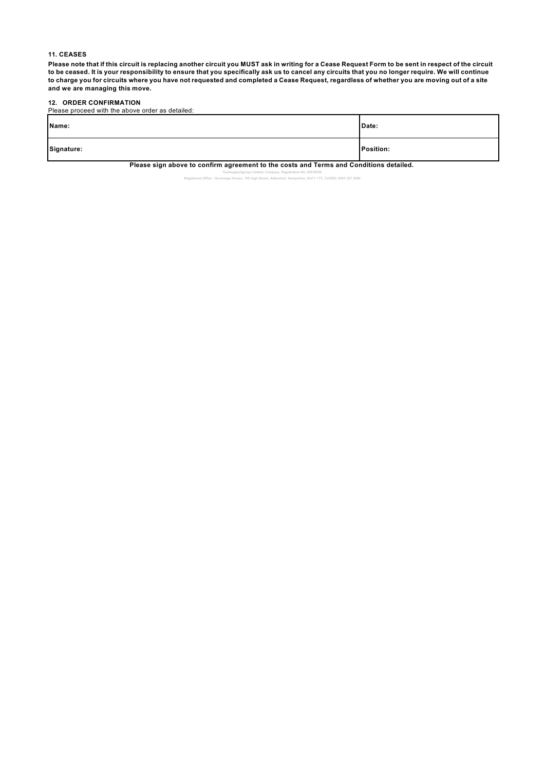### 11. CEASES

**Please note that if this circuit is replacing another circuit you MUST ask in writing for a Cease Request Form to be sent in respect of the circuit to be ceased. It is your responsibility to ensure that you specifically ask us to cancel any circuits that you no longer require. We will continue to charge you for circuits where you have not requested and completed a Cease Request, regardless of whether you are moving out of a site and we are managing this move.**

### 12. ORDER CONFIRMATION

Please proceed with the above order as detailed:

| | |
|---|---|
| **Name:** | **Date:** |
| **Signature:** | **Position:** |

**Please sign above to confirm agreement to the costs and Terms and Conditions detailed.**

Techsupportgroup Limited. Company Registration No. 05010236.

Registered Office - Sovereign House, 155 high Street, Aldershot, Hampshire, GU11 1TT, Tel/DDI: 0203 327 2090